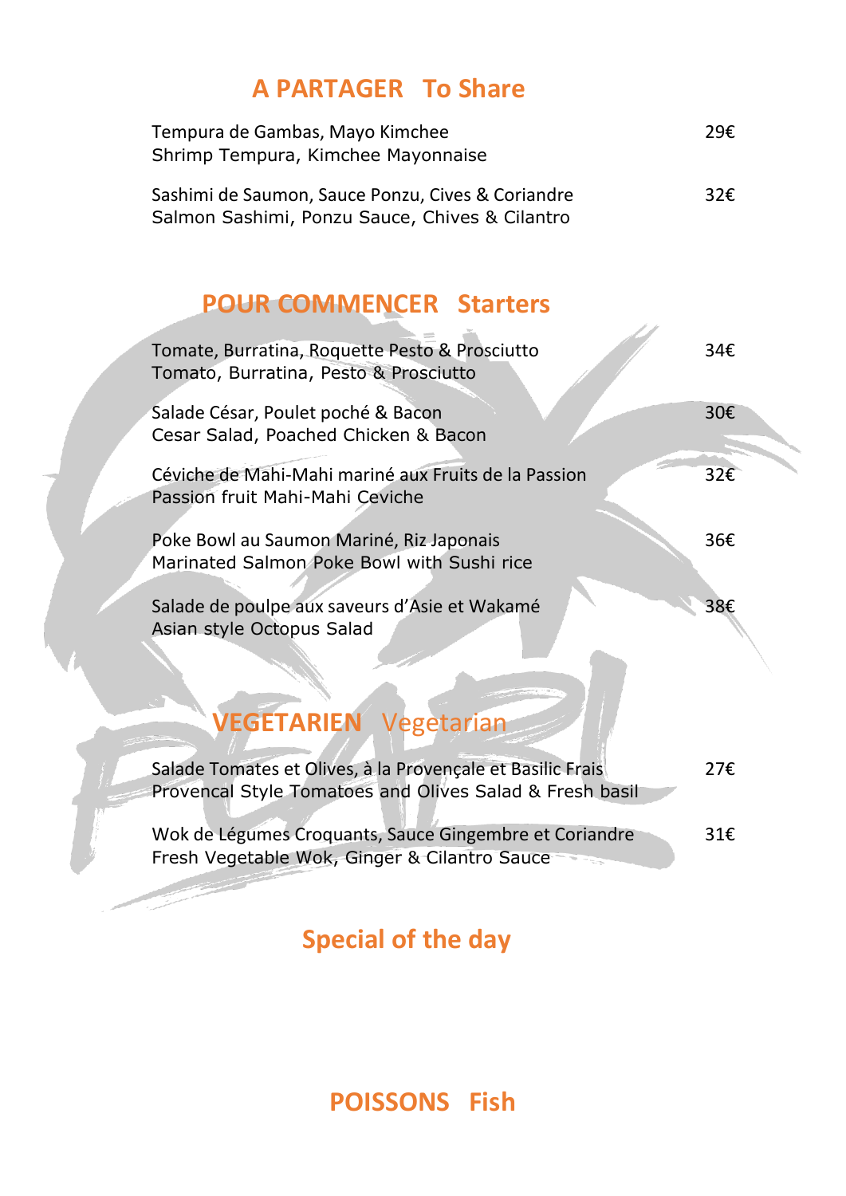## A PARTAGER To Share

Tempura de Gambas, Mayo Kimchee — 29€
Shrimp Tempura, Kimchee Mayonnaise

Sashimi de Saumon, Sauce Ponzu, Cives & Coriandre — 32€
Salmon Sashimi, Ponzu Sauce, Chives & Cilantro

## POUR COMMENCER Starters

Tomate, Burratina, Roquette Pesto & Prosciutto — 34€
Tomato, Burratina, Pesto & Prosciutto

Salade César, Poulet poché & Bacon — 30€
Cesar Salad, Poached Chicken & Bacon

Céviche de Mahi-Mahi mariné aux Fruits de la Passion — 32€
Passion fruit Mahi-Mahi Ceviche

Poke Bowl au Saumon Mariné, Riz Japonais — 36€
Marinated Salmon Poke Bowl with Sushi rice

Salade de poulpe aux saveurs d'Asie et Wakamé — 38€
Asian style Octopus Salad

## VEGETARIEN Vegetarian

Salade Tomates et Olives, à la Provençale et Basilic Frais — 27€
Provencal Style Tomatoes and Olives Salad & Fresh basil

Wok de Légumes Croquants, Sauce Gingembre et Coriandre — 31€
Fresh Vegetable Wok, Ginger & Cilantro Sauce

## Special of the day

## POISSONS Fish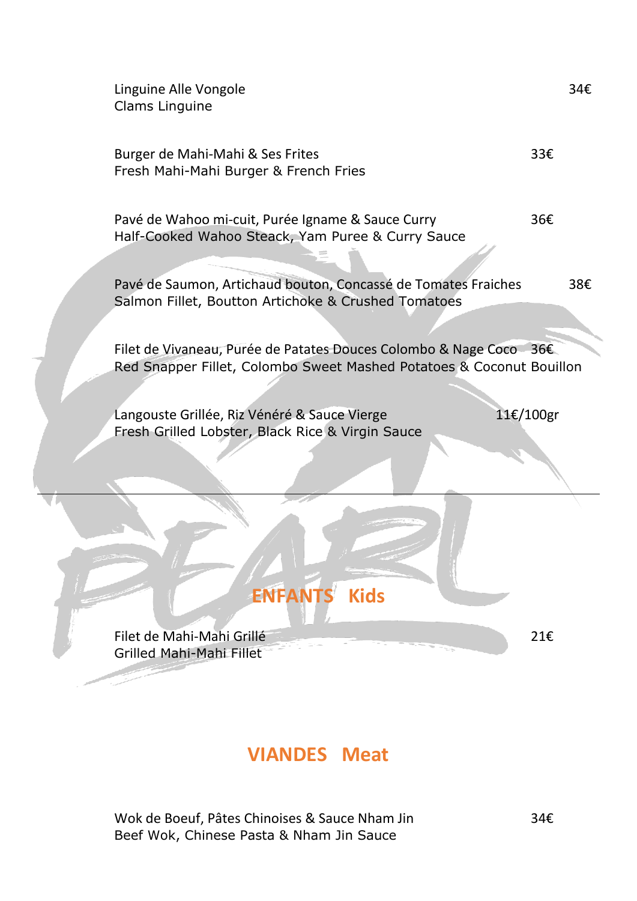Linguine Alle Vongole — 34€
Clams Linguine

Burger de Mahi-Mahi & Ses Frites — 33€
Fresh Mahi-Mahi Burger & French Fries

Pavé de Wahoo mi-cuit, Purée Igname & Sauce Curry — 36€
Half-Cooked Wahoo Steack, Yam Puree & Curry Sauce

Pavé de Saumon, Artichaud bouton, Concassé de Tomates Fraiches — 38€
Salmon Fillet, Boutton Artichoke & Crushed Tomatoes

Filet de Vivaneau, Purée de Patates Douces Colombo & Nage Coco — 36€
Red Snapper Fillet, Colombo Sweet Mashed Potatoes & Coconut Bouillon

Langouste Grillée, Riz Vénéré & Sauce Vierge — 11€/100gr
Fresh Grilled Lobster, Black Rice & Virgin Sauce

---

## ENFANTS Kids

Filet de Mahi-Mahi Grillé — 21€
Grilled Mahi-Mahi Fillet

## VIANDES Meat

Wok de Boeuf, Pâtes Chinoises & Sauce Nham Jin — 34€
Beef Wok, Chinese Pasta & Nham Jin Sauce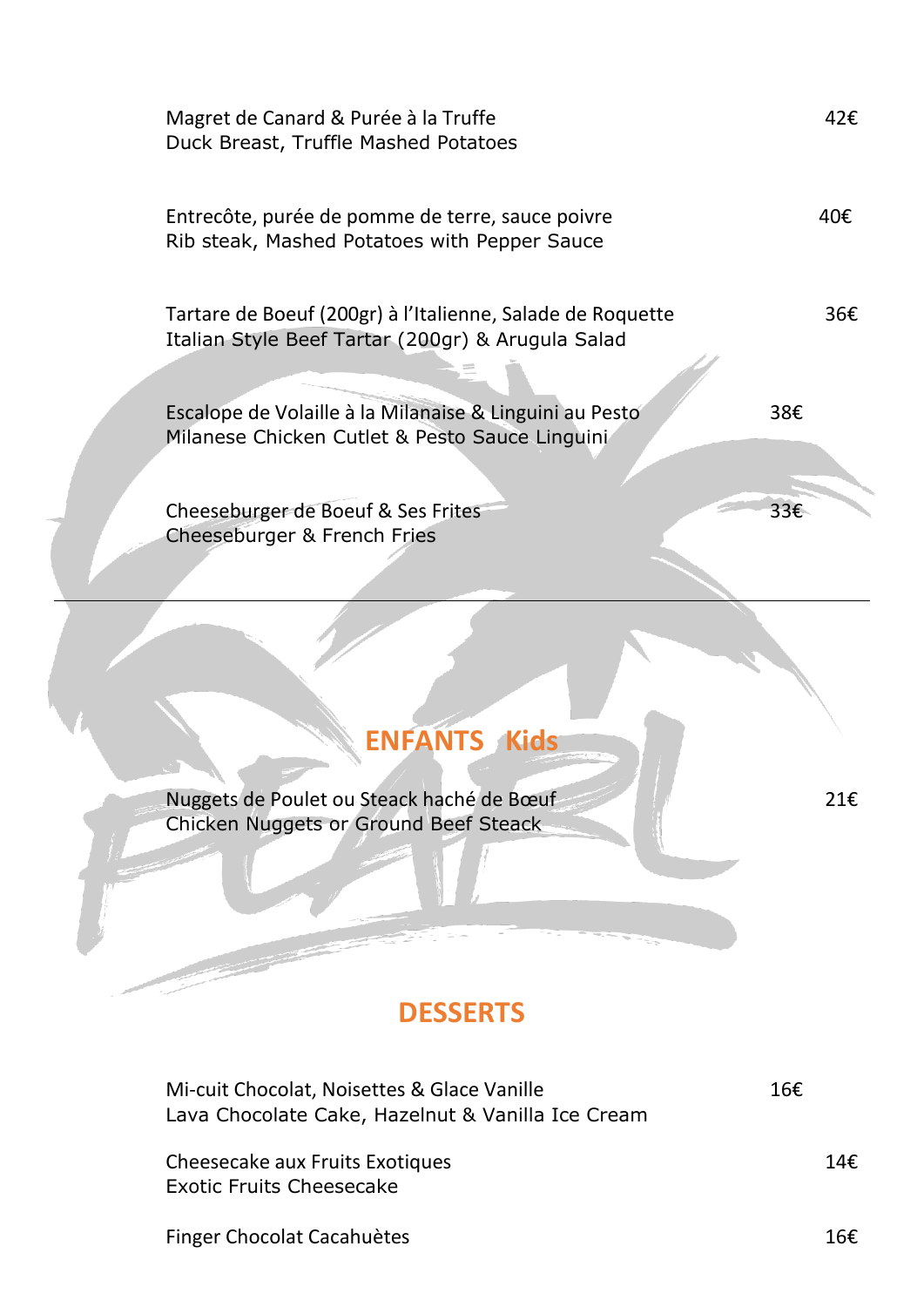Magret de Canard & Purée à la Truffe — 42€
Duck Breast, Truffle Mashed Potatoes

Entrecôte, purée de pomme de terre, sauce poivre — 40€
Rib steak, Mashed Potatoes with Pepper Sauce

Tartare de Boeuf (200gr) à l'Italienne, Salade de Roquette — 36€
Italian Style Beef Tartar (200gr) & Arugula Salad

Escalope de Volaille à la Milanaise & Linguini au Pesto — 38€
Milanese Chicken Cutlet & Pesto Sauce Linguini

Cheeseburger de Boeuf & Ses Frites — 33€
Cheeseburger & French Fries

---

## ENFANTS Kids

Nuggets de Poulet ou Steack haché de Bœuf — 21€
Chicken Nuggets or Ground Beef Steack

## DESSERTS

Mi-cuit Chocolat, Noisettes & Glace Vanille — 16€
Lava Chocolate Cake, Hazelnut & Vanilla Ice Cream

Cheesecake aux Fruits Exotiques — 14€
Exotic Fruits Cheesecake

Finger Chocolat Cacahuètes — 16€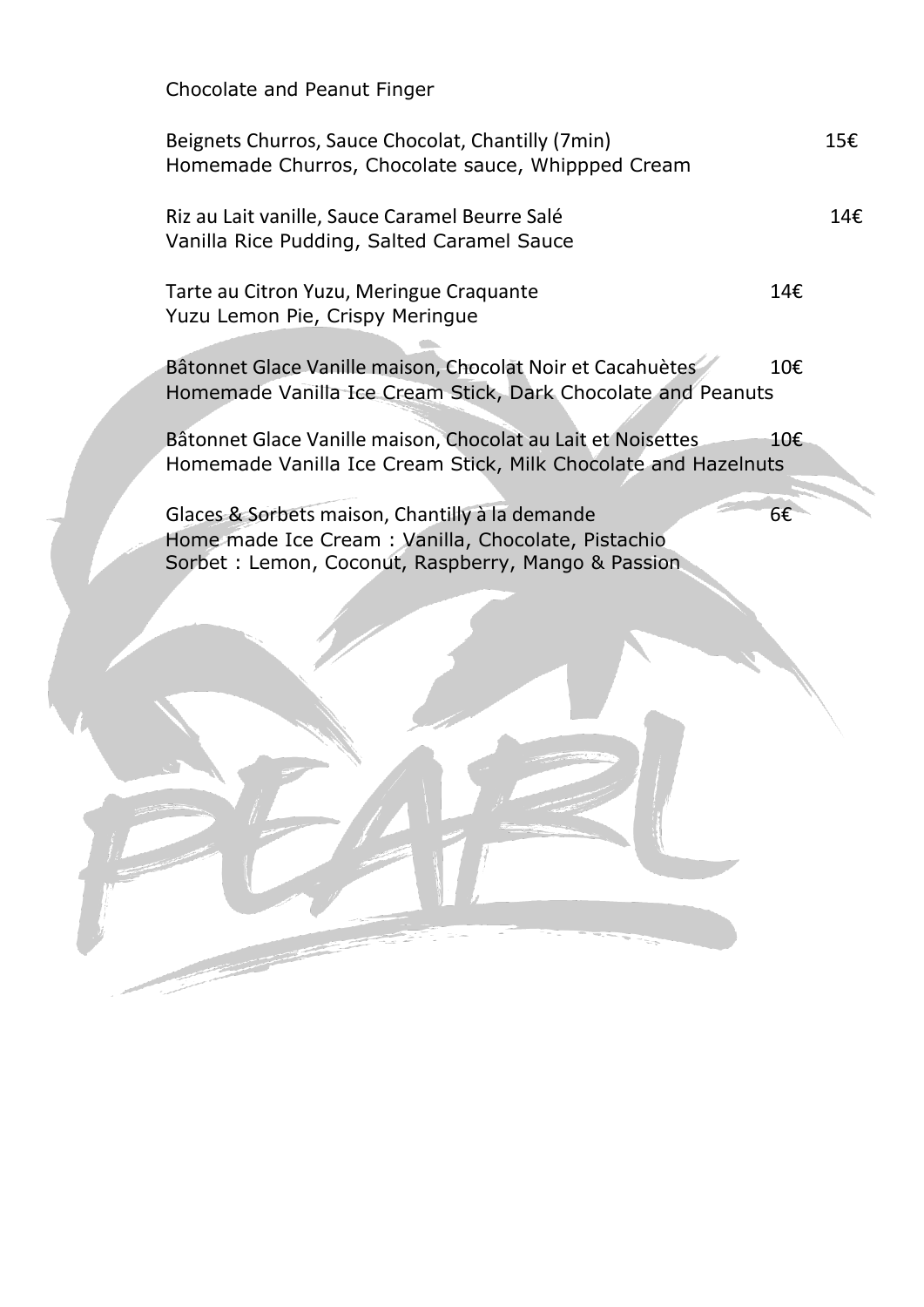Chocolate and Peanut Finger

Beignets Churros, Sauce Chocolat, Chantilly (7min) 15€
Homemade Churros, Chocolate sauce, Whippped Cream

Riz au Lait vanille, Sauce Caramel Beurre Salé 14€
Vanilla Rice Pudding, Salted Caramel Sauce

Tarte au Citron Yuzu, Meringue Craquante 14€
Yuzu Lemon Pie, Crispy Meringue

Bâtonnet Glace Vanille maison, Chocolat Noir et Cacahuètes 10€
Homemade Vanilla Ice Cream Stick, Dark Chocolate and Peanuts

Bâtonnet Glace Vanille maison, Chocolat au Lait et Noisettes 10€
Homemade Vanilla Ice Cream Stick, Milk Chocolate and Hazelnuts

Glaces & Sorbets maison, Chantilly à la demande 6€
Home made Ice Cream : Vanilla, Chocolate, Pistachio
Sorbet : Lemon, Coconut, Raspberry, Mango & Passion